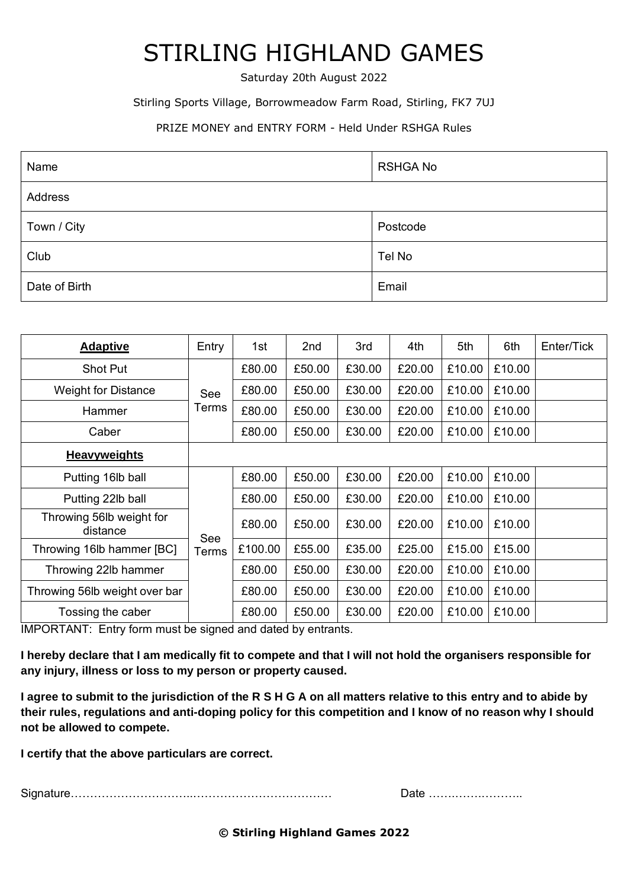# STIRLING HIGHLAND GAMES

Saturday 20th August 2022

Stirling Sports Village, Borrowmeadow Farm Road, Stirling, FK7 7UJ

PRIZE MONEY and ENTRY FORM - Held Under RSHGA Rules

| Name | RSHGA No |
|---|---|
| Address | |
| Town / City | Postcode |
| Club | Tel No |
| Date of Birth | Email |

| **Adaptive** | Entry | 1st | 2nd | 3rd | 4th | 5th | 6th | Enter/Tick |
|---|---|---|---|---|---|---|---|---|
| Shot Put | See Terms | £80.00 | £50.00 | £30.00 | £20.00 | £10.00 | £10.00 | |
| Weight for Distance | | £80.00 | £50.00 | £30.00 | £20.00 | £10.00 | £10.00 | |
| Hammer | | £80.00 | £50.00 | £30.00 | £20.00 | £10.00 | £10.00 | |
| Caber | | £80.00 | £50.00 | £30.00 | £20.00 | £10.00 | £10.00 | |
| **Heavyweights** | | | | | | | | |
| Putting 16lb ball | See Terms | £80.00 | £50.00 | £30.00 | £20.00 | £10.00 | £10.00 | |
| Putting 22lb ball | | £80.00 | £50.00 | £30.00 | £20.00 | £10.00 | £10.00 | |
| Throwing 56lb weight for distance | | £80.00 | £50.00 | £30.00 | £20.00 | £10.00 | £10.00 | |
| Throwing 16lb hammer [BC] | | £100.00 | £55.00 | £35.00 | £25.00 | £15.00 | £15.00 | |
| Throwing 22lb hammer | | £80.00 | £50.00 | £30.00 | £20.00 | £10.00 | £10.00 | |
| Throwing 56lb weight over bar | | £80.00 | £50.00 | £30.00 | £20.00 | £10.00 | £10.00 | |
| Tossing the caber | | £80.00 | £50.00 | £30.00 | £20.00 | £10.00 | £10.00 | |

IMPORTANT: Entry form must be signed and dated by entrants.

**I hereby declare that I am medically fit to compete and that I will not hold the organisers responsible for any injury, illness or loss to my person or property caused.**

**I agree to submit to the jurisdiction of the R S H G A on all matters relative to this entry and to abide by their rules, regulations and anti-doping policy for this competition and I know of no reason why I should not be allowed to compete.**

**I certify that the above particulars are correct.**

Signature…………………………..……………………………… Date ……….………..

**© Stirling Highland Games 2022**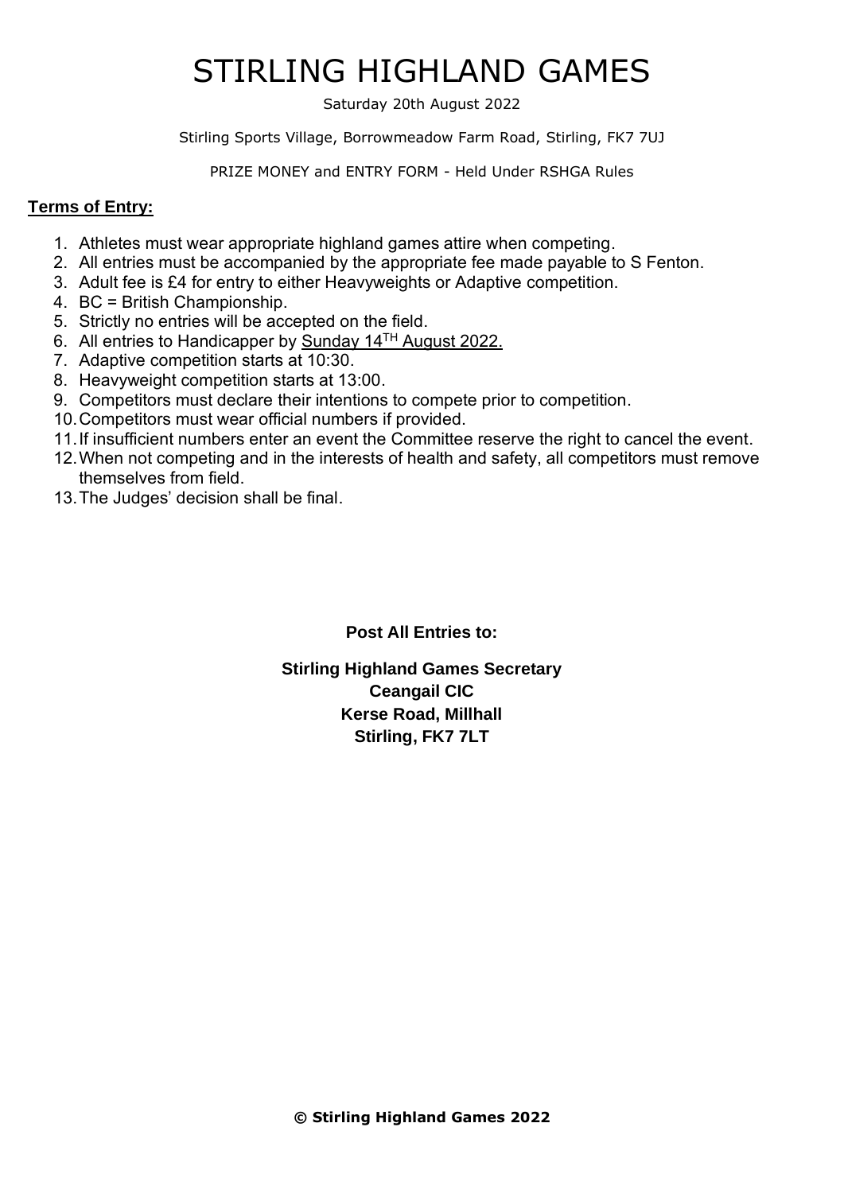# STIRLING HIGHLAND GAMES

Saturday 20th August 2022

Stirling Sports Village, Borrowmeadow Farm Road, Stirling, FK7 7UJ

PRIZE MONEY and ENTRY FORM - Held Under RSHGA Rules

**Terms of Entry:**

1. Athletes must wear appropriate highland games attire when competing.
2. All entries must be accompanied by the appropriate fee made payable to S Fenton.
3. Adult fee is £4 for entry to either Heavyweights or Adaptive competition.
4. BC = British Championship.
5. Strictly no entries will be accepted on the field.
6. All entries to Handicapper by Sunday 14TH August 2022.
7. Adaptive competition starts at 10:30.
8. Heavyweight competition starts at 13:00.
9. Competitors must declare their intentions to compete prior to competition.
10. Competitors must wear official numbers if provided.
11. If insufficient numbers enter an event the Committee reserve the right to cancel the event.
12. When not competing and in the interests of health and safety, all competitors must remove themselves from field.
13. The Judges' decision shall be final.

**Post All Entries to:**

**Stirling Highland Games Secretary**
**Ceangail CIC**
**Kerse Road, Millhall**
**Stirling, FK7 7LT**

**© Stirling Highland Games 2022**